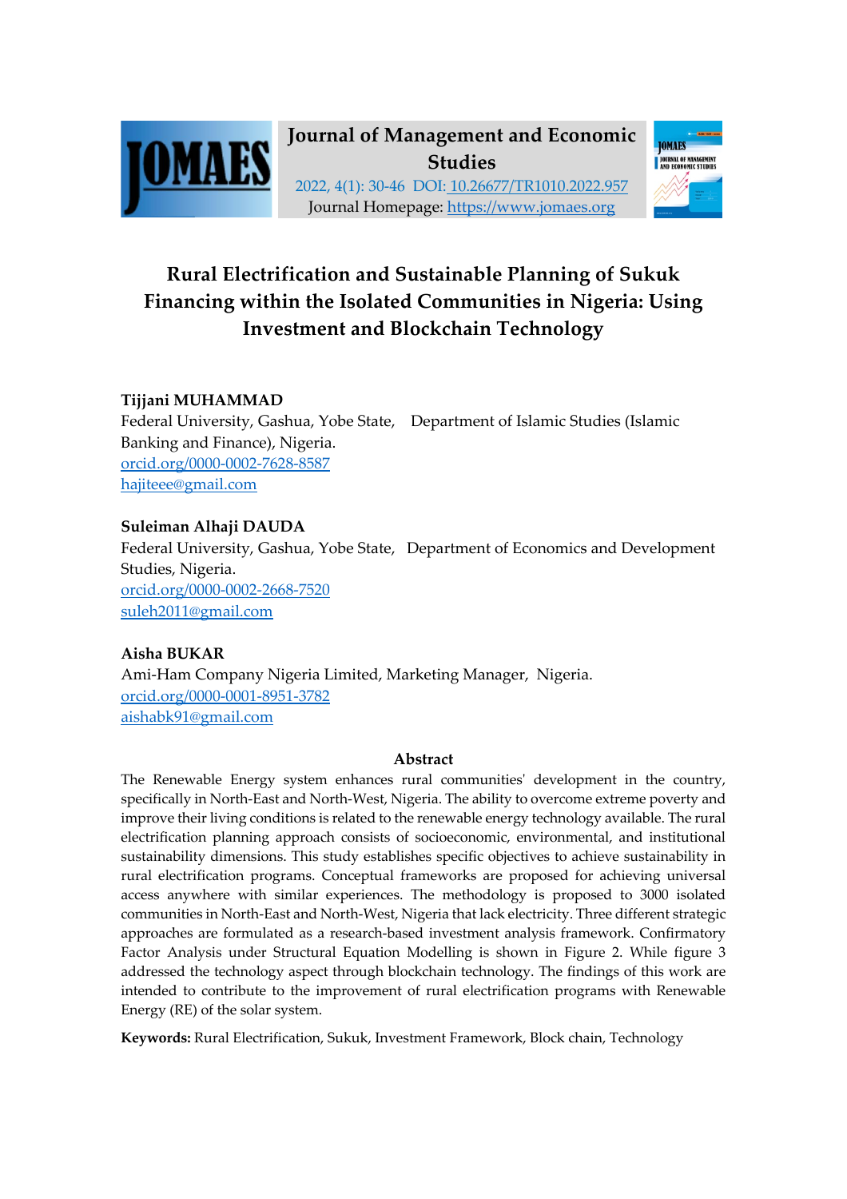**Journal of Management and Economic Studies**

2022, 4(1): 30-46 DOI: 10.26677/TR1010.2022.957

Journal Homepage: https://www.jomaes.org

# Rural Electrification and Sustainable Planning of Sukuk Financing within the Isolated Communities in Nigeria: Using Investment and Blockchain Technology

**Tijjani MUHAMMAD**

Federal University, Gashua, Yobe State, Department of Islamic Studies (Islamic Banking and Finance), Nigeria.

orcid.org/0000-0002-7628-8587

hajiteee@gmail.com

**Suleiman Alhaji DAUDA**

Federal University, Gashua, Yobe State, Department of Economics and Development Studies, Nigeria.

orcid.org/0000-0002-2668-7520

suleh2011@gmail.com

**Aisha BUKAR**

Ami-Ham Company Nigeria Limited, Marketing Manager, Nigeria.

orcid.org/0000-0001-8951-3782

aishabk91@gmail.com

## Abstract

The Renewable Energy system enhances rural communities' development in the country, specifically in North-East and North-West, Nigeria. The ability to overcome extreme poverty and improve their living conditions is related to the renewable energy technology available. The rural electrification planning approach consists of socioeconomic, environmental, and institutional sustainability dimensions. This study establishes specific objectives to achieve sustainability in rural electrification programs. Conceptual frameworks are proposed for achieving universal access anywhere with similar experiences. The methodology is proposed to 3000 isolated communities in North-East and North-West, Nigeria that lack electricity. Three different strategic approaches are formulated as a research-based investment analysis framework. Confirmatory Factor Analysis under Structural Equation Modelling is shown in Figure 2. While figure 3 addressed the technology aspect through blockchain technology. The findings of this work are intended to contribute to the improvement of rural electrification programs with Renewable Energy (RE) of the solar system.

**Keywords:** Rural Electrification, Sukuk, Investment Framework, Block chain, Technology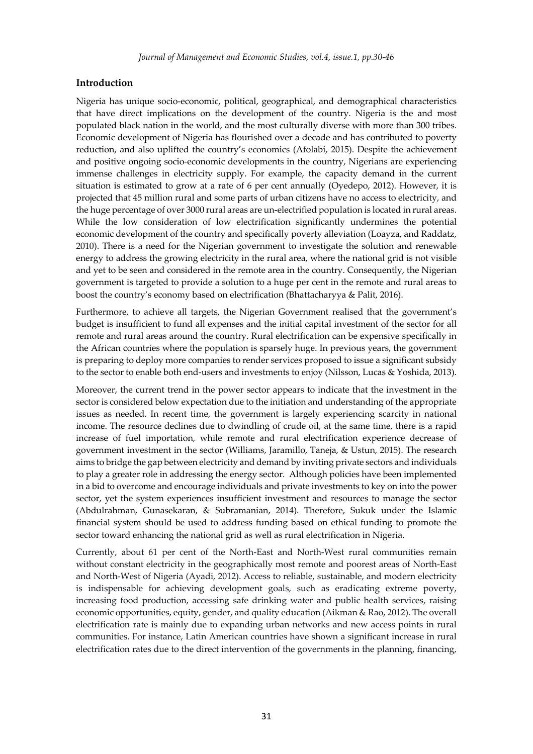## Introduction

Nigeria has unique socio-economic, political, geographical, and demographical characteristics that have direct implications on the development of the country. Nigeria is the and most populated black nation in the world, and the most culturally diverse with more than 300 tribes. Economic development of Nigeria has flourished over a decade and has contributed to poverty reduction, and also uplifted the country's economics (Afolabi, 2015). Despite the achievement and positive ongoing socio-economic developments in the country, Nigerians are experiencing immense challenges in electricity supply. For example, the capacity demand in the current situation is estimated to grow at a rate of 6 per cent annually (Oyedepo, 2012). However, it is projected that 45 million rural and some parts of urban citizens have no access to electricity, and the huge percentage of over 3000 rural areas are un-electrified population is located in rural areas. While the low consideration of low electrification significantly undermines the potential economic development of the country and specifically poverty alleviation (Loayza, and Raddatz, 2010). There is a need for the Nigerian government to investigate the solution and renewable energy to address the growing electricity in the rural area, where the national grid is not visible and yet to be seen and considered in the remote area in the country. Consequently, the Nigerian government is targeted to provide a solution to a huge per cent in the remote and rural areas to boost the country's economy based on electrification (Bhattacharyya & Palit, 2016).

Furthermore, to achieve all targets, the Nigerian Government realised that the government's budget is insufficient to fund all expenses and the initial capital investment of the sector for all remote and rural areas around the country. Rural electrification can be expensive specifically in the African countries where the population is sparsely huge. In previous years, the government is preparing to deploy more companies to render services proposed to issue a significant subsidy to the sector to enable both end-users and investments to enjoy (Nilsson, Lucas & Yoshida, 2013).

Moreover, the current trend in the power sector appears to indicate that the investment in the sector is considered below expectation due to the initiation and understanding of the appropriate issues as needed. In recent time, the government is largely experiencing scarcity in national income. The resource declines due to dwindling of crude oil, at the same time, there is a rapid increase of fuel importation, while remote and rural electrification experience decrease of government investment in the sector (Williams, Jaramillo, Taneja, & Ustun, 2015). The research aims to bridge the gap between electricity and demand by inviting private sectors and individuals to play a greater role in addressing the energy sector. Although policies have been implemented in a bid to overcome and encourage individuals and private investments to key on into the power sector, yet the system experiences insufficient investment and resources to manage the sector (Abdulrahman, Gunasekaran, & Subramanian, 2014). Therefore, Sukuk under the Islamic financial system should be used to address funding based on ethical funding to promote the sector toward enhancing the national grid as well as rural electrification in Nigeria.

Currently, about 61 per cent of the North-East and North-West rural communities remain without constant electricity in the geographically most remote and poorest areas of North-East and North-West of Nigeria (Ayadi, 2012). Access to reliable, sustainable, and modern electricity is indispensable for achieving development goals, such as eradicating extreme poverty, increasing food production, accessing safe drinking water and public health services, raising economic opportunities, equity, gender, and quality education (Aikman & Rao, 2012). The overall electrification rate is mainly due to expanding urban networks and new access points in rural communities. For instance, Latin American countries have shown a significant increase in rural electrification rates due to the direct intervention of the governments in the planning, financing,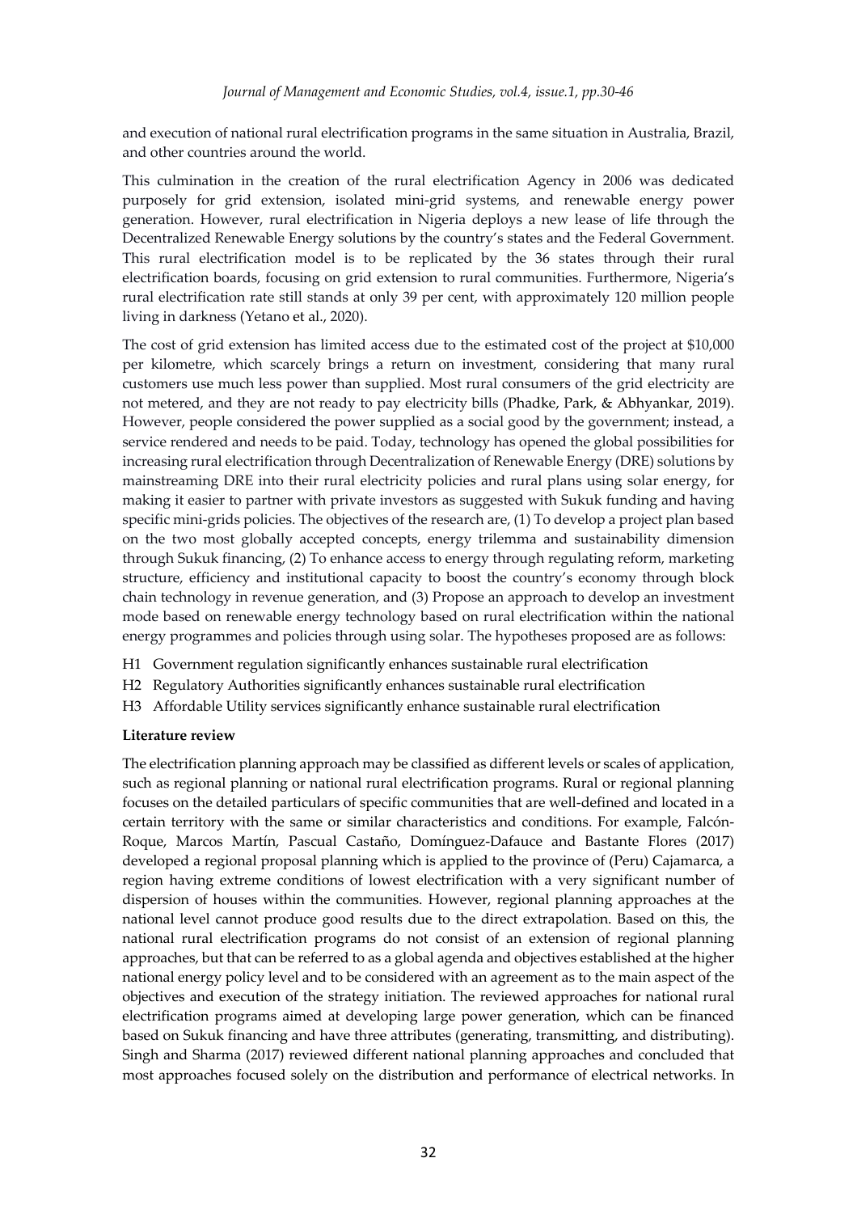and execution of national rural electrification programs in the same situation in Australia, Brazil, and other countries around the world.

This culmination in the creation of the rural electrification Agency in 2006 was dedicated purposely for grid extension, isolated mini-grid systems, and renewable energy power generation. However, rural electrification in Nigeria deploys a new lease of life through the Decentralized Renewable Energy solutions by the country's states and the Federal Government. This rural electrification model is to be replicated by the 36 states through their rural electrification boards, focusing on grid extension to rural communities. Furthermore, Nigeria's rural electrification rate still stands at only 39 per cent, with approximately 120 million people living in darkness (Yetano et al., 2020).

The cost of grid extension has limited access due to the estimated cost of the project at $10,000 per kilometre, which scarcely brings a return on investment, considering that many rural customers use much less power than supplied. Most rural consumers of the grid electricity are not metered, and they are not ready to pay electricity bills (Phadke, Park, & Abhyankar, 2019). However, people considered the power supplied as a social good by the government; instead, a service rendered and needs to be paid. Today, technology has opened the global possibilities for increasing rural electrification through Decentralization of Renewable Energy (DRE) solutions by mainstreaming DRE into their rural electricity policies and rural plans using solar energy, for making it easier to partner with private investors as suggested with Sukuk funding and having specific mini-grids policies. The objectives of the research are, (1) To develop a project plan based on the two most globally accepted concepts, energy trilemma and sustainability dimension through Sukuk financing, (2) To enhance access to energy through regulating reform, marketing structure, efficiency and institutional capacity to boost the country's economy through block chain technology in revenue generation, and (3) Propose an approach to develop an investment mode based on renewable energy technology based on rural electrification within the national energy programmes and policies through using solar. The hypotheses proposed are as follows:

- H1 Government regulation significantly enhances sustainable rural electrification
- H2 Regulatory Authorities significantly enhances sustainable rural electrification
- H3 Affordable Utility services significantly enhance sustainable rural electrification

**Literature review**

The electrification planning approach may be classified as different levels or scales of application, such as regional planning or national rural electrification programs. Rural or regional planning focuses on the detailed particulars of specific communities that are well-defined and located in a certain territory with the same or similar characteristics and conditions. For example, Falcón-Roque, Marcos Martín, Pascual Castaño, Domínguez-Dafauce and Bastante Flores (2017) developed a regional proposal planning which is applied to the province of (Peru) Cajamarca, a region having extreme conditions of lowest electrification with a very significant number of dispersion of houses within the communities. However, regional planning approaches at the national level cannot produce good results due to the direct extrapolation. Based on this, the national rural electrification programs do not consist of an extension of regional planning approaches, but that can be referred to as a global agenda and objectives established at the higher national energy policy level and to be considered with an agreement as to the main aspect of the objectives and execution of the strategy initiation. The reviewed approaches for national rural electrification programs aimed at developing large power generation, which can be financed based on Sukuk financing and have three attributes (generating, transmitting, and distributing). Singh and Sharma (2017) reviewed different national planning approaches and concluded that most approaches focused solely on the distribution and performance of electrical networks. In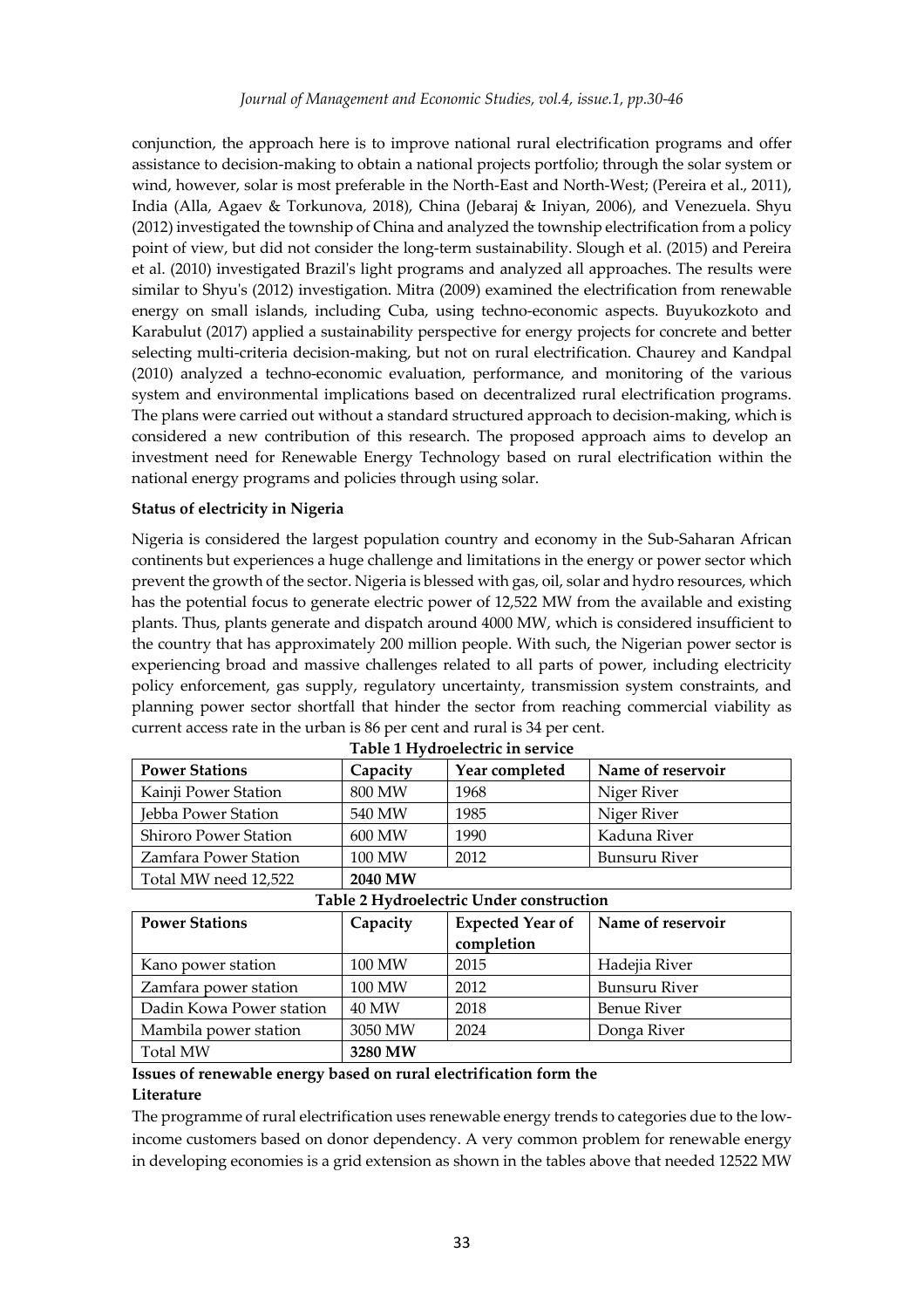conjunction, the approach here is to improve national rural electrification programs and offer assistance to decision-making to obtain a national projects portfolio; through the solar system or wind, however, solar is most preferable in the North-East and North-West; (Pereira et al., 2011), India (Alla, Agaev & Torkunova, 2018), China (Jebaraj & Iniyan, 2006), and Venezuela. Shyu (2012) investigated the township of China and analyzed the township electrification from a policy point of view, but did not consider the long-term sustainability. Slough et al. (2015) and Pereira et al. (2010) investigated Brazil's light programs and analyzed all approaches. The results were similar to Shyu's (2012) investigation. Mitra (2009) examined the electrification from renewable energy on small islands, including Cuba, using techno-economic aspects. Buyukozkoto and Karabulut (2017) applied a sustainability perspective for energy projects for concrete and better selecting multi-criteria decision-making, but not on rural electrification. Chaurey and Kandpal (2010) analyzed a techno-economic evaluation, performance, and monitoring of the various system and environmental implications based on decentralized rural electrification programs. The plans were carried out without a standard structured approach to decision-making, which is considered a new contribution of this research. The proposed approach aims to develop an investment need for Renewable Energy Technology based on rural electrification within the national energy programs and policies through using solar.

**Status of electricity in Nigeria**

Nigeria is considered the largest population country and economy in the Sub-Saharan African continents but experiences a huge challenge and limitations in the energy or power sector which prevent the growth of the sector. Nigeria is blessed with gas, oil, solar and hydro resources, which has the potential focus to generate electric power of 12,522 MW from the available and existing plants. Thus, plants generate and dispatch around 4000 MW, which is considered insufficient to the country that has approximately 200 million people. With such, the Nigerian power sector is experiencing broad and massive challenges related to all parts of power, including electricity policy enforcement, gas supply, regulatory uncertainty, transmission system constraints, and planning power sector shortfall that hinder the sector from reaching commercial viability as current access rate in the urban is 86 per cent and rural is 34 per cent.

**Table 1 Hydroelectric in service**

| Power Stations | Capacity | Year completed | Name of reservoir |
|---|---|---|---|
| Kainji Power Station | 800 MW | 1968 | Niger River |
| Jebba Power Station | 540 MW | 1985 | Niger River |
| Shiroro Power Station | 600 MW | 1990 | Kaduna River |
| Zamfara Power Station | 100 MW | 2012 | Bunsuru River |
| Total MW need 12,522 | **2040 MW** | | |

**Table 2 Hydroelectric Under construction**

| Power Stations | Capacity | Expected Year of completion | Name of reservoir |
|---|---|---|---|
| Kano power station | 100 MW | 2015 | Hadejia River |
| Zamfara power station | 100 MW | 2012 | Bunsuru River |
| Dadin Kowa Power station | 40 MW | 2018 | Benue River |
| Mambila power station | 3050 MW | 2024 | Donga River |
| Total MW | **3280 MW** | | |

**Issues of renewable energy based on rural electrification form the Literature**

The programme of rural electrification uses renewable energy trends to categories due to the low-income customers based on donor dependency. A very common problem for renewable energy in developing economies is a grid extension as shown in the tables above that needed 12522 MW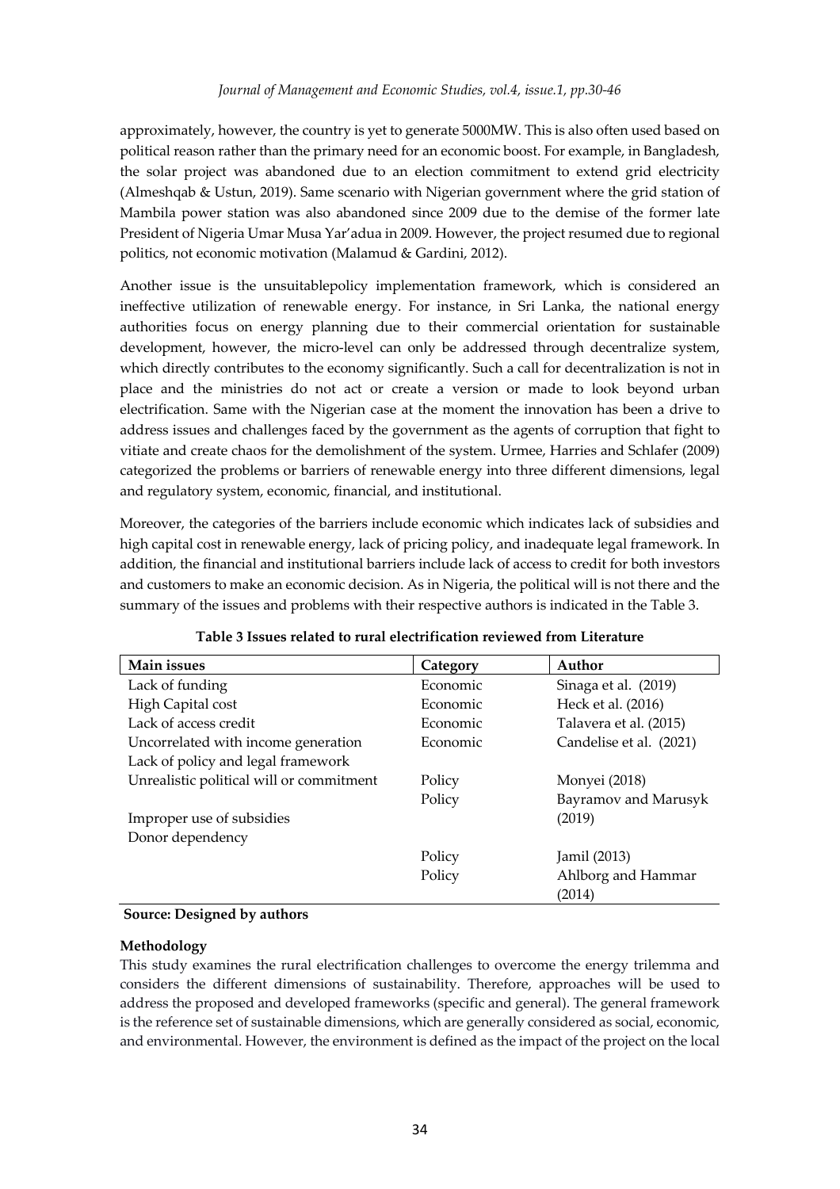approximately, however, the country is yet to generate 5000MW. This is also often used based on political reason rather than the primary need for an economic boost. For example, in Bangladesh, the solar project was abandoned due to an election commitment to extend grid electricity (Almeshqab & Ustun, 2019). Same scenario with Nigerian government where the grid station of Mambila power station was also abandoned since 2009 due to the demise of the former late President of Nigeria Umar Musa Yar'adua in 2009. However, the project resumed due to regional politics, not economic motivation (Malamud & Gardini, 2012).

Another issue is the unsuitablepolicy implementation framework, which is considered an ineffective utilization of renewable energy. For instance, in Sri Lanka, the national energy authorities focus on energy planning due to their commercial orientation for sustainable development, however, the micro-level can only be addressed through decentralize system, which directly contributes to the economy significantly. Such a call for decentralization is not in place and the ministries do not act or create a version or made to look beyond urban electrification. Same with the Nigerian case at the moment the innovation has been a drive to address issues and challenges faced by the government as the agents of corruption that fight to vitiate and create chaos for the demolishment of the system. Urmee, Harries and Schlafer (2009) categorized the problems or barriers of renewable energy into three different dimensions, legal and regulatory system, economic, financial, and institutional.

Moreover, the categories of the barriers include economic which indicates lack of subsidies and high capital cost in renewable energy, lack of pricing policy, and inadequate legal framework. In addition, the financial and institutional barriers include lack of access to credit for both investors and customers to make an economic decision. As in Nigeria, the political will is not there and the summary of the issues and problems with their respective authors is indicated in the Table 3.

**Table 3 Issues related to rural electrification reviewed from Literature**

| Main issues | Category | Author |
|---|---|---|
| Lack of funding | Economic | Sinaga et al. (2019) |
| High Capital cost | Economic | Heck et al. (2016) |
| Lack of access credit | Economic | Talavera et al. (2015) |
| Uncorrelated with income generation | Economic | Candelise et al. (2021) |
| Lack of policy and legal framework | | |
| Unrealistic political will or commitment | Policy | Monyei (2018) |
| | Policy | Bayramov and Marusyk (2019) |
| Improper use of subsidies | | |
| Donor dependency | | |
| | Policy | Jamil (2013) |
| | Policy | Ahlborg and Hammar (2014) |

**Source: Designed by authors**

**Methodology**

This study examines the rural electrification challenges to overcome the energy trilemma and considers the different dimensions of sustainability. Therefore, approaches will be used to address the proposed and developed frameworks (specific and general). The general framework is the reference set of sustainable dimensions, which are generally considered as social, economic, and environmental. However, the environment is defined as the impact of the project on the local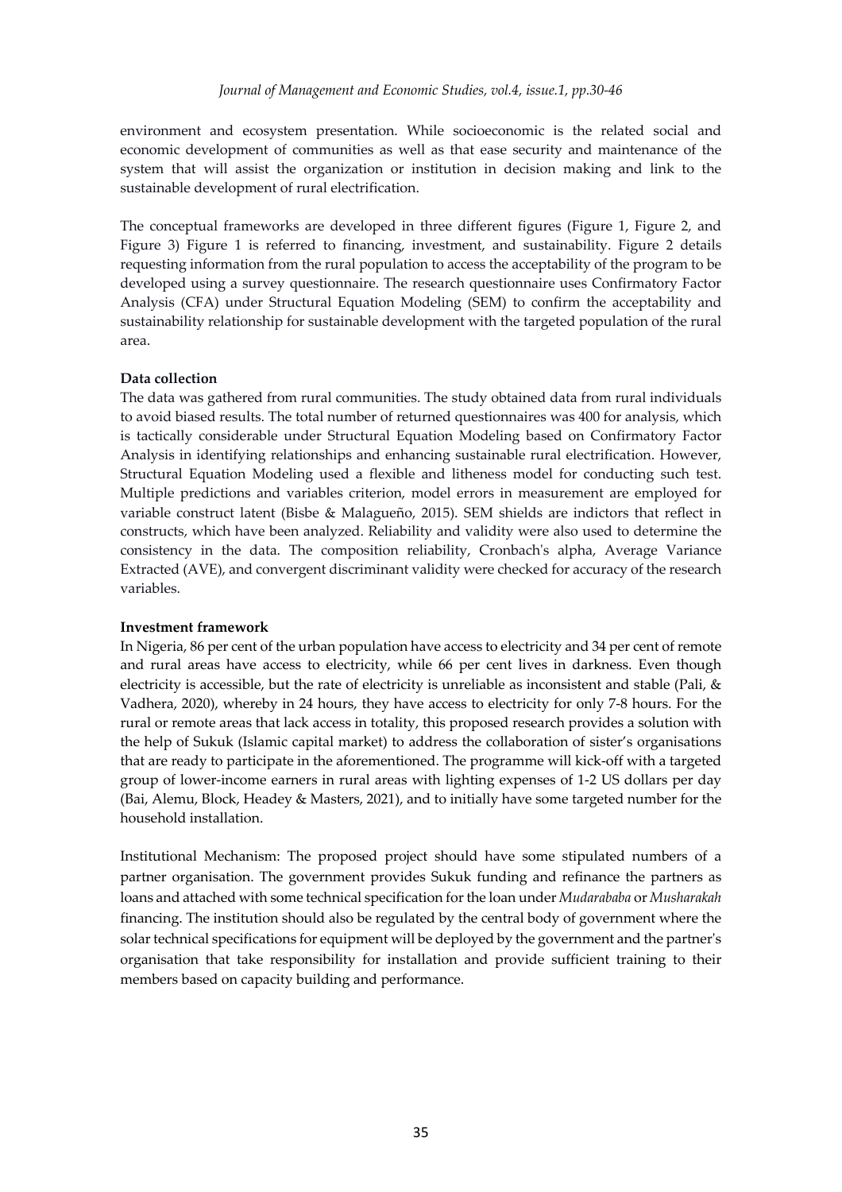environment and ecosystem presentation. While socioeconomic is the related social and economic development of communities as well as that ease security and maintenance of the system that will assist the organization or institution in decision making and link to the sustainable development of rural electrification.

The conceptual frameworks are developed in three different figures (Figure 1, Figure 2, and Figure 3) Figure 1 is referred to financing, investment, and sustainability. Figure 2 details requesting information from the rural population to access the acceptability of the program to be developed using a survey questionnaire. The research questionnaire uses Confirmatory Factor Analysis (CFA) under Structural Equation Modeling (SEM) to confirm the acceptability and sustainability relationship for sustainable development with the targeted population of the rural area.

**Data collection**

The data was gathered from rural communities. The study obtained data from rural individuals to avoid biased results. The total number of returned questionnaires was 400 for analysis, which is tactically considerable under Structural Equation Modeling based on Confirmatory Factor Analysis in identifying relationships and enhancing sustainable rural electrification. However, Structural Equation Modeling used a flexible and litheness model for conducting such test. Multiple predictions and variables criterion, model errors in measurement are employed for variable construct latent (Bisbe & Malagueño, 2015). SEM shields are indictors that reflect in constructs, which have been analyzed. Reliability and validity were also used to determine the consistency in the data. The composition reliability, Cronbach's alpha, Average Variance Extracted (AVE), and convergent discriminant validity were checked for accuracy of the research variables.

**Investment framework**

In Nigeria, 86 per cent of the urban population have access to electricity and 34 per cent of remote and rural areas have access to electricity, while 66 per cent lives in darkness. Even though electricity is accessible, but the rate of electricity is unreliable as inconsistent and stable (Pali, & Vadhera, 2020), whereby in 24 hours, they have access to electricity for only 7-8 hours. For the rural or remote areas that lack access in totality, this proposed research provides a solution with the help of Sukuk (Islamic capital market) to address the collaboration of sister's organisations that are ready to participate in the aforementioned. The programme will kick-off with a targeted group of lower-income earners in rural areas with lighting expenses of 1-2 US dollars per day (Bai, Alemu, Block, Headey & Masters, 2021), and to initially have some targeted number for the household installation.

Institutional Mechanism: The proposed project should have some stipulated numbers of a partner organisation. The government provides Sukuk funding and refinance the partners as loans and attached with some technical specification for the loan under *Mudarababa* or *Musharakah* financing. The institution should also be regulated by the central body of government where the solar technical specifications for equipment will be deployed by the government and the partner's organisation that take responsibility for installation and provide sufficient training to their members based on capacity building and performance.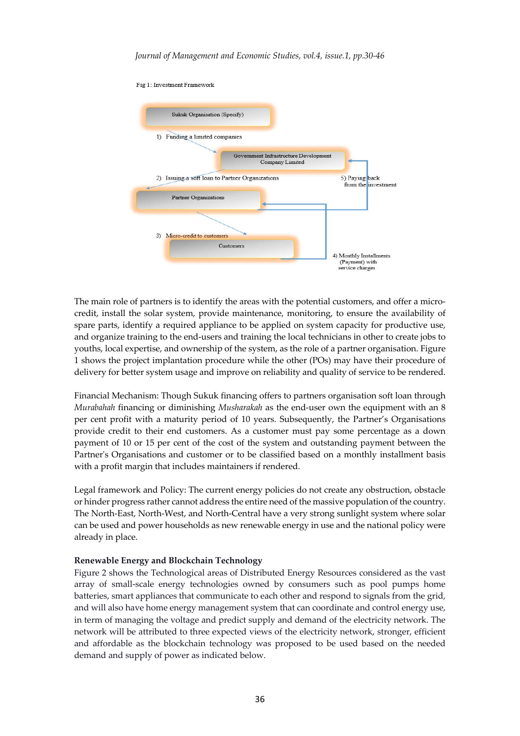Fig 1: Investment Framework

Sukuk Organisation (Specify)

1) Funding a limited companies

Government Infrastructure Development Company Limited

2) Issuing a soft loan to Partner Organizations

5) Paying back from the investment

Partner Organizations

3) Micro-credit to customers

Customers

4) Monthly Installments (Payment) with service charges

The main role of partners is to identify the areas with the potential customers, and offer a micro-credit, install the solar system, provide maintenance, monitoring, to ensure the availability of spare parts, identify a required appliance to be applied on system capacity for productive use, and organize training to the end-users and training the local technicians in other to create jobs to youths, local expertise, and ownership of the system, as the role of a partner organisation. Figure 1 shows the project implantation procedure while the other (POs) may have their procedure of delivery for better system usage and improve on reliability and quality of service to be rendered.

Financial Mechanism: Though Sukuk financing offers to partners organisation soft loan through *Murabahah* financing or diminishing *Musharakah* as the end-user own the equipment with an 8 per cent profit with a maturity period of 10 years. Subsequently, the Partner's Organisations provide credit to their end customers. As a customer must pay some percentage as a down payment of 10 or 15 per cent of the cost of the system and outstanding payment between the Partner's Organisations and customer or to be classified based on a monthly installment basis with a profit margin that includes maintainers if rendered.

Legal framework and Policy: The current energy policies do not create any obstruction, obstacle or hinder progress rather cannot address the entire need of the massive population of the country. The North-East, North-West, and North-Central have a very strong sunlight system where solar can be used and power households as new renewable energy in use and the national policy were already in place.

### Renewable Energy and Blockchain Technology

Figure 2 shows the Technological areas of Distributed Energy Resources considered as the vast array of small-scale energy technologies owned by consumers such as pool pumps home batteries, smart appliances that communicate to each other and respond to signals from the grid, and will also have home energy management system that can coordinate and control energy use, in term of managing the voltage and predict supply and demand of the electricity network. The network will be attributed to three expected views of the electricity network, stronger, efficient and affordable as the blockchain technology was proposed to be used based on the needed demand and supply of power as indicated below.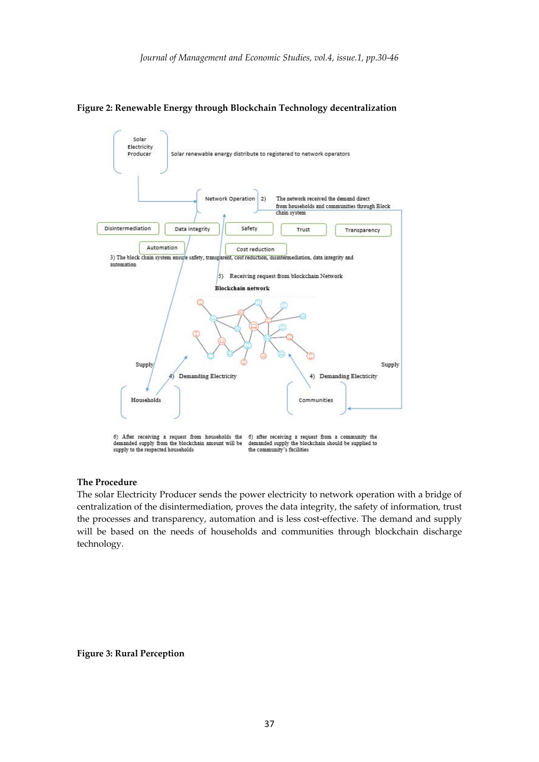**Figure 2: Renewable Energy through Blockchain Technology decentralization**

Solar Electricity Producer

Solar renewable energy distribute to registered to network operators

Network Operation

2) The network received the demand direct from households and communities through Block chain system

Disintermediation | Data integrity | Safety | Trust | Transparency

Automation | Cost reduction

3) The block chain system ensure safety, transparent, cost reduction, disintermediation, data integrity and automation

5) Receiving request from blockchain Network

Blockchain network

Supply

4) Demanding Electricity

4) Demanding Electricity

Supply

Households

Communities

6) After receiving a request from households the demanded supply from the blockchain amount will be supply to the respected households

6) after receiving a request from a community the demanded supply the blockchain should be supplied to the community's facilities

**The Procedure**

The solar Electricity Producer sends the power electricity to network operation with a bridge of centralization of the disintermediation, proves the data integrity, the safety of information, trust the processes and transparency, automation and is less cost-effective. The demand and supply will be based on the needs of households and communities through blockchain discharge technology.

**Figure 3: Rural Perception**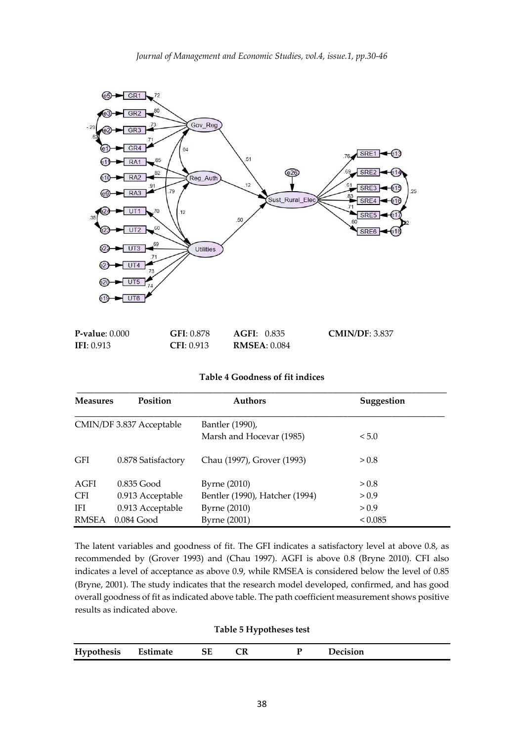P-value: 0.000 GFI: 0.878 AGFI: 0.835 CMIN/DF: 3.837
IFI: 0.913 CFI: 0.913 RMSEA: 0.084

**Table 4 Goodness of fit indices**

| Measures | Position | Authors | Suggestion |
|---|---|---|---|
| CMIN/DF | 3.837 Acceptable | Bantler (1990), Marsh and Hocevar (1985) | < 5.0 |
| GFI | 0.878 Satisfactory | Chau (1997), Grover (1993) | > 0.8 |
| AGFI | 0.835 Good | Byrne (2010) | > 0.8 |
| CFI | 0.913 Acceptable | Bentler (1990), Hatcher (1994) | > 0.9 |
| IFI | 0.913 Acceptable | Byrne (2010) | > 0.9 |
| RMSEA | 0.084 Good | Byrne (2001) | < 0.085 |

The latent variables and goodness of fit. The GFI indicates a satisfactory level at above 0.8, as recommended by (Grover 1993) and (Chau 1997). AGFI is above 0.8 (Bryne 2010). CFI also indicates a level of acceptance as above 0.9, while RMSEA is considered below the level of 0.85 (Bryne, 2001). The study indicates that the research model developed, confirmed, and has good overall goodness of fit as indicated above table. The path coefficient measurement shows positive results as indicated above.

**Table 5 Hypotheses test**

| Hypothesis | Estimate | SE | CR | P | Decision |
|---|---|---|---|---|---|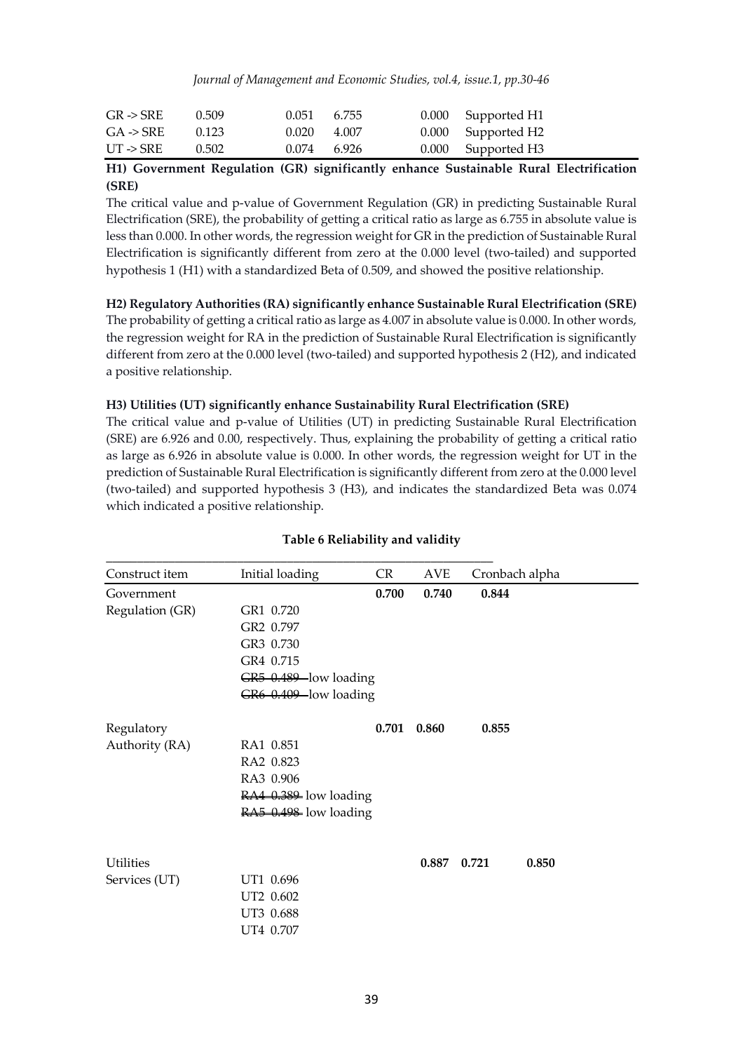| | | | | | |
|---|---|---|---|---|---|
| GR -> SRE | 0.509 | 0.051 | 6.755 | 0.000 | Supported H1 |
| GA -> SRE | 0.123 | 0.020 | 4.007 | 0.000 | Supported H2 |
| UT -> SRE | 0.502 | 0.074 | 6.926 | 0.000 | Supported H3 |

**H1) Government Regulation (GR) significantly enhance Sustainable Rural Electrification (SRE)**

The critical value and p-value of Government Regulation (GR) in predicting Sustainable Rural Electrification (SRE), the probability of getting a critical ratio as large as 6.755 in absolute value is less than 0.000. In other words, the regression weight for GR in the prediction of Sustainable Rural Electrification is significantly different from zero at the 0.000 level (two-tailed) and supported hypothesis 1 (H1) with a standardized Beta of 0.509, and showed the positive relationship.

**H2) Regulatory Authorities (RA) significantly enhance Sustainable Rural Electrification (SRE)**

The probability of getting a critical ratio as large as 4.007 in absolute value is 0.000. In other words, the regression weight for RA in the prediction of Sustainable Rural Electrification is significantly different from zero at the 0.000 level (two-tailed) and supported hypothesis 2 (H2), and indicated a positive relationship.

**H3) Utilities (UT) significantly enhance Sustainability Rural Electrification (SRE)**

The critical value and p-value of Utilities (UT) in predicting Sustainable Rural Electrification (SRE) are 6.926 and 0.00, respectively. Thus, explaining the probability of getting a critical ratio as large as 6.926 in absolute value is 0.000. In other words, the regression weight for UT in the prediction of Sustainable Rural Electrification is significantly different from zero at the 0.000 level (two-tailed) and supported hypothesis 3 (H3), and indicates the standardized Beta was 0.074 which indicated a positive relationship.

**Table 6 Reliability and validity**

| Construct item | Initial loading | CR | AVE | Cronbach alpha |
|---|---|---|---|---|
| Government Regulation (GR) | | **0.700** | **0.740** | **0.844** |
| | GR1 0.720 | | | |
| | GR2 0.797 | | | |
| | GR3 0.730 | | | |
| | GR4 0.715 | | | |
| | ~~GR5 0.489~~ low loading | | | |
| | ~~GR6 0.409~~ low loading | | | |
| Regulatory Authority (RA) | | **0.701** | **0.860** | **0.855** |
| | RA1 0.851 | | | |
| | RA2 0.823 | | | |
| | RA3 0.906 | | | |
| | ~~RA4 0.389~~ low loading | | | |
| | ~~RA5 0.498~~ low loading | | | |
| Utilities Services (UT) | | **0.887** | **0.721** | **0.850** |
| | UT1 0.696 | | | |
| | UT2 0.602 | | | |
| | UT3 0.688 | | | |
| | UT4 0.707 | | | |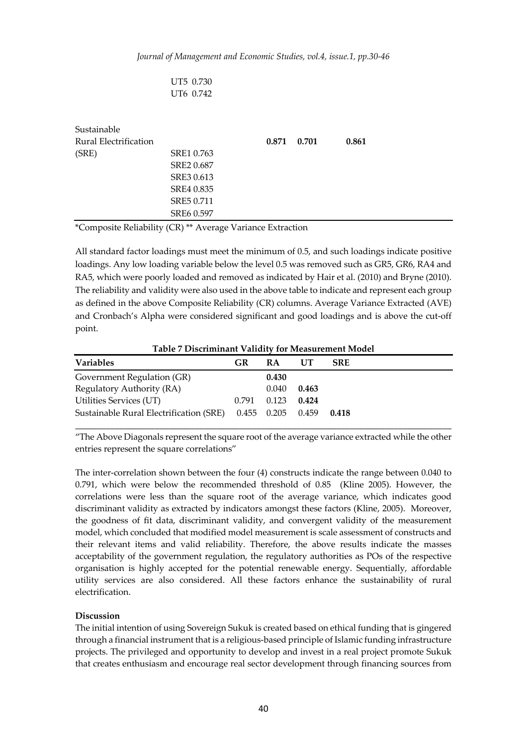| | | | | |
|---|---|---|---|---|
| | UT5 0.730 | | | |
| | UT6 0.742 | | | |
| Sustainable Rural Electrification (SRE) | | **0.871** | **0.701** | **0.861** |
| | SRE1 0.763 | | | |
| | SRE2 0.687 | | | |
| | SRE3 0.613 | | | |
| | SRE4 0.835 | | | |
| | SRE5 0.711 | | | |
| | SRE6 0.597 | | | |

*Composite Reliability (CR) ** Average Variance Extraction

All standard factor loadings must meet the minimum of 0.5, and such loadings indicate positive loadings. Any low loading variable below the level 0.5 was removed such as GR5, GR6, RA4 and RA5, which were poorly loaded and removed as indicated by Hair et al. (2010) and Bryne (2010). The reliability and validity were also used in the above table to indicate and represent each group as defined in the above Composite Reliability (CR) columns. Average Variance Extracted (AVE) and Cronbach's Alpha were considered significant and good loadings and is above the cut-off point.

**Table 7 Discriminant Validity for Measurement Model**

| Variables | GR | RA | UT | SRE |
|---|---|---|---|---|
| Government Regulation (GR) | | **0.430** | | |
| Regulatory Authority (RA) | | 0.040 | **0.463** | |
| Utilities Services (UT) | 0.791 | 0.123 | **0.424** | |
| Sustainable Rural Electrification (SRE) | 0.455 | 0.205 | 0.459 | **0.418** |

"The Above Diagonals represent the square root of the average variance extracted while the other entries represent the square correlations"

The inter-correlation shown between the four (4) constructs indicate the range between 0.040 to 0.791, which were below the recommended threshold of 0.85 (Kline 2005). However, the correlations were less than the square root of the average variance, which indicates good discriminant validity as extracted by indicators amongst these factors (Kline, 2005). Moreover, the goodness of fit data, discriminant validity, and convergent validity of the measurement model, which concluded that modified model measurement is scale assessment of constructs and their relevant items and valid reliability. Therefore, the above results indicate the masses acceptability of the government regulation, the regulatory authorities as POs of the respective organisation is highly accepted for the potential renewable energy. Sequentially, affordable utility services are also considered. All these factors enhance the sustainability of rural electrification.

**Discussion**

The initial intention of using Sovereign Sukuk is created based on ethical funding that is gingered through a financial instrument that is a religious-based principle of Islamic funding infrastructure projects. The privileged and opportunity to develop and invest in a real project promote Sukuk that creates enthusiasm and encourage real sector development through financing sources from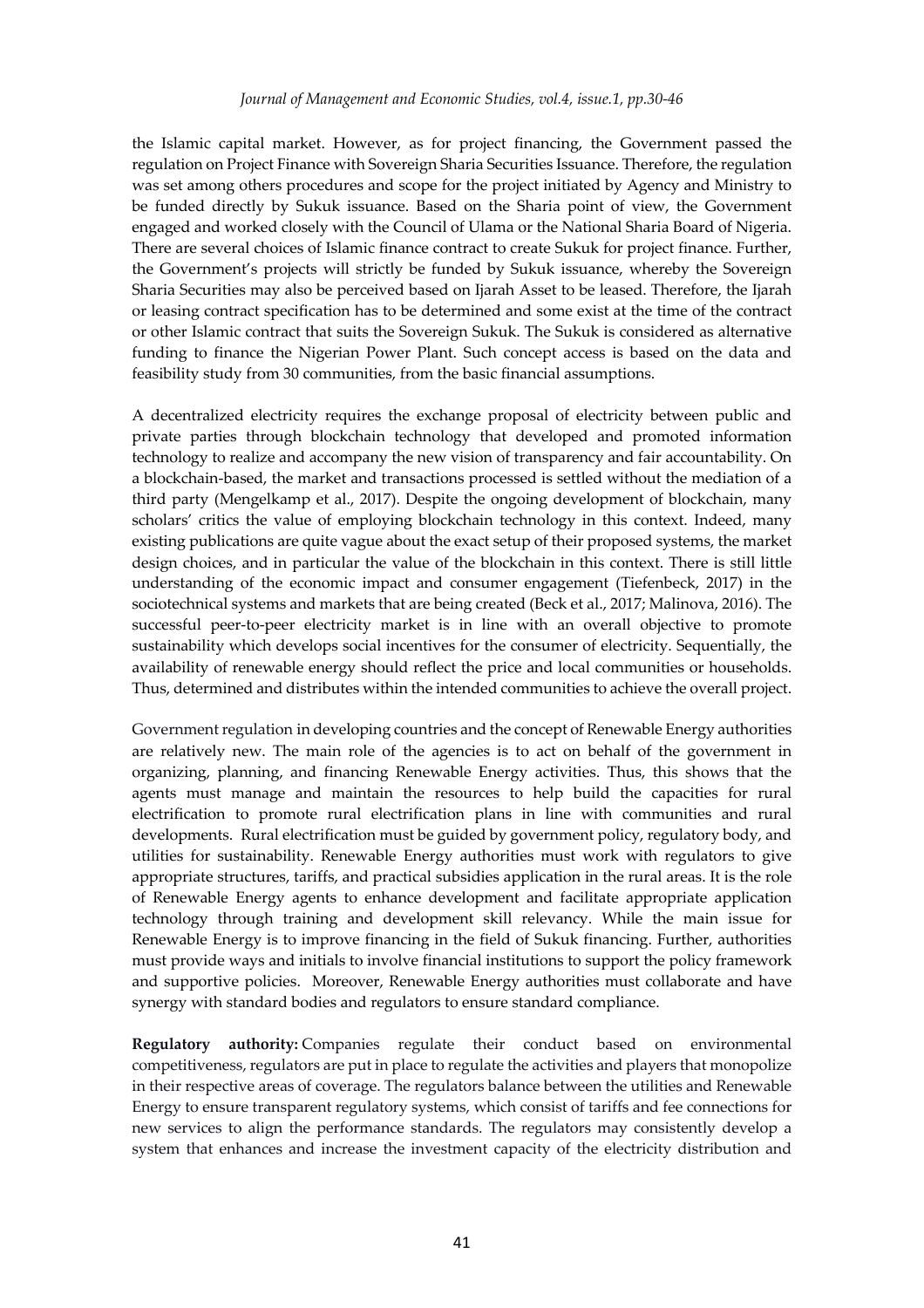the Islamic capital market. However, as for project financing, the Government passed the regulation on Project Finance with Sovereign Sharia Securities Issuance. Therefore, the regulation was set among others procedures and scope for the project initiated by Agency and Ministry to be funded directly by Sukuk issuance. Based on the Sharia point of view, the Government engaged and worked closely with the Council of Ulama or the National Sharia Board of Nigeria. There are several choices of Islamic finance contract to create Sukuk for project finance. Further, the Government's projects will strictly be funded by Sukuk issuance, whereby the Sovereign Sharia Securities may also be perceived based on Ijarah Asset to be leased. Therefore, the Ijarah or leasing contract specification has to be determined and some exist at the time of the contract or other Islamic contract that suits the Sovereign Sukuk. The Sukuk is considered as alternative funding to finance the Nigerian Power Plant. Such concept access is based on the data and feasibility study from 30 communities, from the basic financial assumptions.

A decentralized electricity requires the exchange proposal of electricity between public and private parties through blockchain technology that developed and promoted information technology to realize and accompany the new vision of transparency and fair accountability. On a blockchain-based, the market and transactions processed is settled without the mediation of a third party (Mengelkamp et al., 2017). Despite the ongoing development of blockchain, many scholars' critics the value of employing blockchain technology in this context. Indeed, many existing publications are quite vague about the exact setup of their proposed systems, the market design choices, and in particular the value of the blockchain in this context. There is still little understanding of the economic impact and consumer engagement (Tiefenbeck, 2017) in the sociotechnical systems and markets that are being created (Beck et al., 2017; Malinova, 2016). The successful peer-to-peer electricity market is in line with an overall objective to promote sustainability which develops social incentives for the consumer of electricity. Sequentially, the availability of renewable energy should reflect the price and local communities or households. Thus, determined and distributes within the intended communities to achieve the overall project.

Government regulation in developing countries and the concept of Renewable Energy authorities are relatively new. The main role of the agencies is to act on behalf of the government in organizing, planning, and financing Renewable Energy activities. Thus, this shows that the agents must manage and maintain the resources to help build the capacities for rural electrification to promote rural electrification plans in line with communities and rural developments. Rural electrification must be guided by government policy, regulatory body, and utilities for sustainability. Renewable Energy authorities must work with regulators to give appropriate structures, tariffs, and practical subsidies application in the rural areas. It is the role of Renewable Energy agents to enhance development and facilitate appropriate application technology through training and development skill relevancy. While the main issue for Renewable Energy is to improve financing in the field of Sukuk financing. Further, authorities must provide ways and initials to involve financial institutions to support the policy framework and supportive policies. Moreover, Renewable Energy authorities must collaborate and have synergy with standard bodies and regulators to ensure standard compliance.

**Regulatory authority:** Companies regulate their conduct based on environmental competitiveness, regulators are put in place to regulate the activities and players that monopolize in their respective areas of coverage. The regulators balance between the utilities and Renewable Energy to ensure transparent regulatory systems, which consist of tariffs and fee connections for new services to align the performance standards. The regulators may consistently develop a system that enhances and increase the investment capacity of the electricity distribution and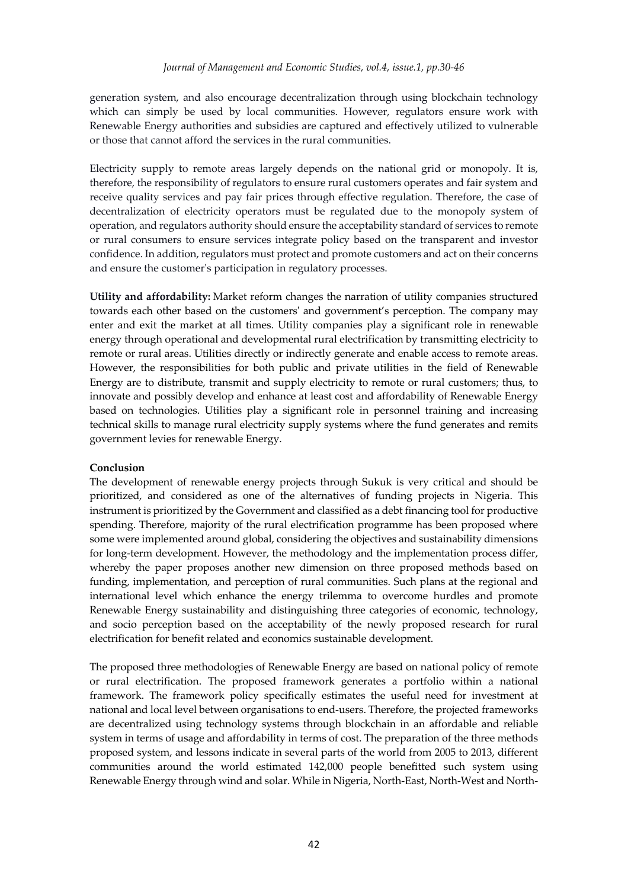generation system, and also encourage decentralization through using blockchain technology which can simply be used by local communities. However, regulators ensure work with Renewable Energy authorities and subsidies are captured and effectively utilized to vulnerable or those that cannot afford the services in the rural communities.

Electricity supply to remote areas largely depends on the national grid or monopoly. It is, therefore, the responsibility of regulators to ensure rural customers operates and fair system and receive quality services and pay fair prices through effective regulation. Therefore, the case of decentralization of electricity operators must be regulated due to the monopoly system of operation, and regulators authority should ensure the acceptability standard of services to remote or rural consumers to ensure services integrate policy based on the transparent and investor confidence. In addition, regulators must protect and promote customers and act on their concerns and ensure the customer's participation in regulatory processes.

**Utility and affordability:** Market reform changes the narration of utility companies structured towards each other based on the customers' and government's perception. The company may enter and exit the market at all times. Utility companies play a significant role in renewable energy through operational and developmental rural electrification by transmitting electricity to remote or rural areas. Utilities directly or indirectly generate and enable access to remote areas. However, the responsibilities for both public and private utilities in the field of Renewable Energy are to distribute, transmit and supply electricity to remote or rural customers; thus, to innovate and possibly develop and enhance at least cost and affordability of Renewable Energy based on technologies. Utilities play a significant role in personnel training and increasing technical skills to manage rural electricity supply systems where the fund generates and remits government levies for renewable Energy.

## Conclusion

The development of renewable energy projects through Sukuk is very critical and should be prioritized, and considered as one of the alternatives of funding projects in Nigeria. This instrument is prioritized by the Government and classified as a debt financing tool for productive spending. Therefore, majority of the rural electrification programme has been proposed where some were implemented around global, considering the objectives and sustainability dimensions for long-term development. However, the methodology and the implementation process differ, whereby the paper proposes another new dimension on three proposed methods based on funding, implementation, and perception of rural communities. Such plans at the regional and international level which enhance the energy trilemma to overcome hurdles and promote Renewable Energy sustainability and distinguishing three categories of economic, technology, and socio perception based on the acceptability of the newly proposed research for rural electrification for benefit related and economics sustainable development.

The proposed three methodologies of Renewable Energy are based on national policy of remote or rural electrification. The proposed framework generates a portfolio within a national framework. The framework policy specifically estimates the useful need for investment at national and local level between organisations to end-users. Therefore, the projected frameworks are decentralized using technology systems through blockchain in an affordable and reliable system in terms of usage and affordability in terms of cost. The preparation of the three methods proposed system, and lessons indicate in several parts of the world from 2005 to 2013, different communities around the world estimated 142,000 people benefitted such system using Renewable Energy through wind and solar. While in Nigeria, North-East, North-West and North-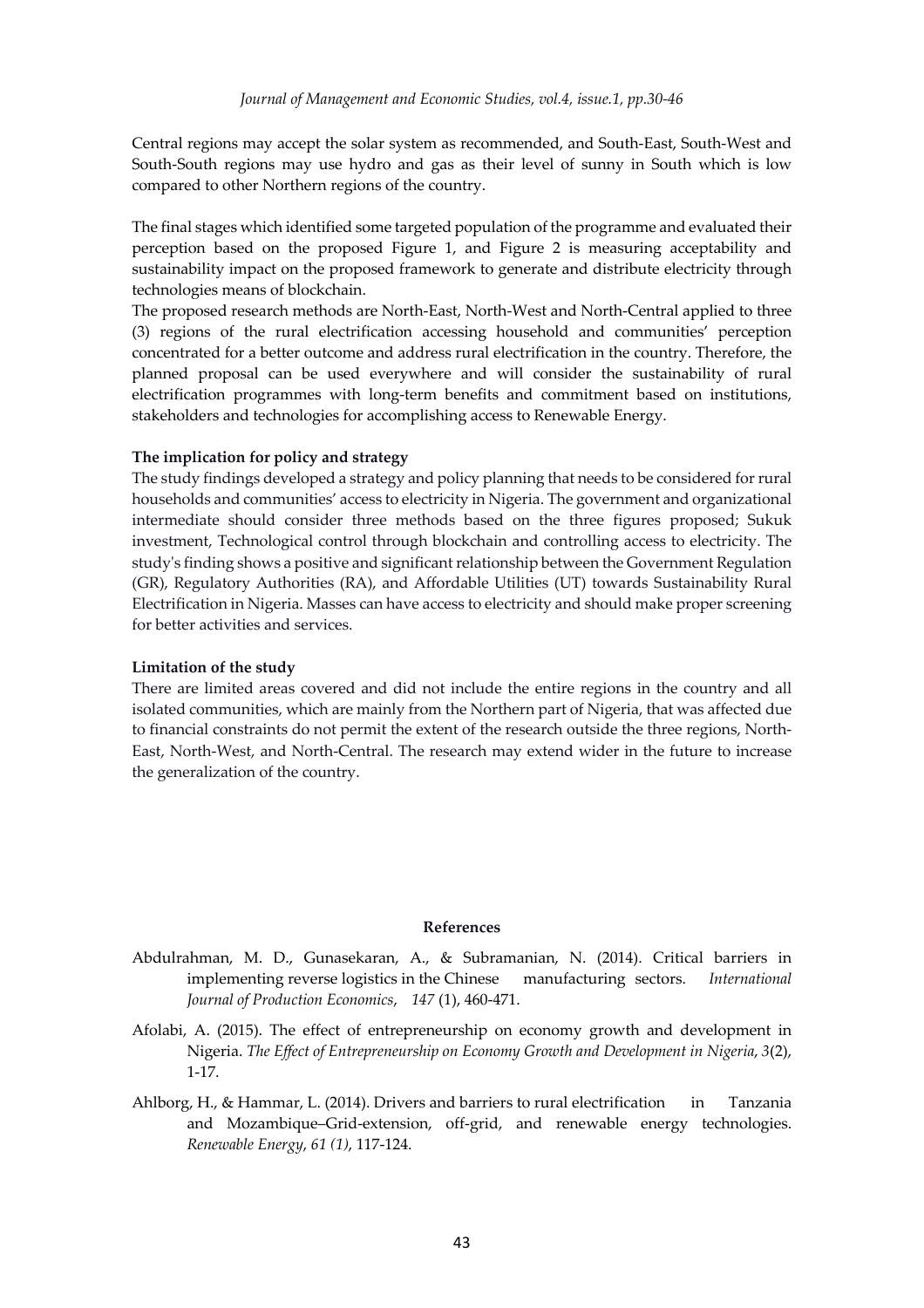Central regions may accept the solar system as recommended, and South-East, South-West and South-South regions may use hydro and gas as their level of sunny in South which is low compared to other Northern regions of the country.

The final stages which identified some targeted population of the programme and evaluated their perception based on the proposed Figure 1, and Figure 2 is measuring acceptability and sustainability impact on the proposed framework to generate and distribute electricity through technologies means of blockchain.

The proposed research methods are North-East, North-West and North-Central applied to three (3) regions of the rural electrification accessing household and communities' perception concentrated for a better outcome and address rural electrification in the country. Therefore, the planned proposal can be used everywhere and will consider the sustainability of rural electrification programmes with long-term benefits and commitment based on institutions, stakeholders and technologies for accomplishing access to Renewable Energy.

**The implication for policy and strategy**

The study findings developed a strategy and policy planning that needs to be considered for rural households and communities' access to electricity in Nigeria. The government and organizational intermediate should consider three methods based on the three figures proposed; Sukuk investment, Technological control through blockchain and controlling access to electricity. The study's finding shows a positive and significant relationship between the Government Regulation (GR), Regulatory Authorities (RA), and Affordable Utilities (UT) towards Sustainability Rural Electrification in Nigeria. Masses can have access to electricity and should make proper screening for better activities and services.

**Limitation of the study**

There are limited areas covered and did not include the entire regions in the country and all isolated communities, which are mainly from the Northern part of Nigeria, that was affected due to financial constraints do not permit the extent of the research outside the three regions, North-East, North-West, and North-Central. The research may extend wider in the future to increase the generalization of the country.

**References**

Abdulrahman, M. D., Gunasekaran, A., & Subramanian, N. (2014). Critical barriers in implementing reverse logistics in the Chinese manufacturing sectors. *International Journal of Production Economics*, *147* (1), 460-471.

Afolabi, A. (2015). The effect of entrepreneurship on economy growth and development in Nigeria. *The Effect of Entrepreneurship on Economy Growth and Development in Nigeria*, *3*(2), 1-17.

Ahlborg, H., & Hammar, L. (2014). Drivers and barriers to rural electrification in Tanzania and Mozambique–Grid-extension, off-grid, and renewable energy technologies. *Renewable Energy*, *61 (1)*, 117-124.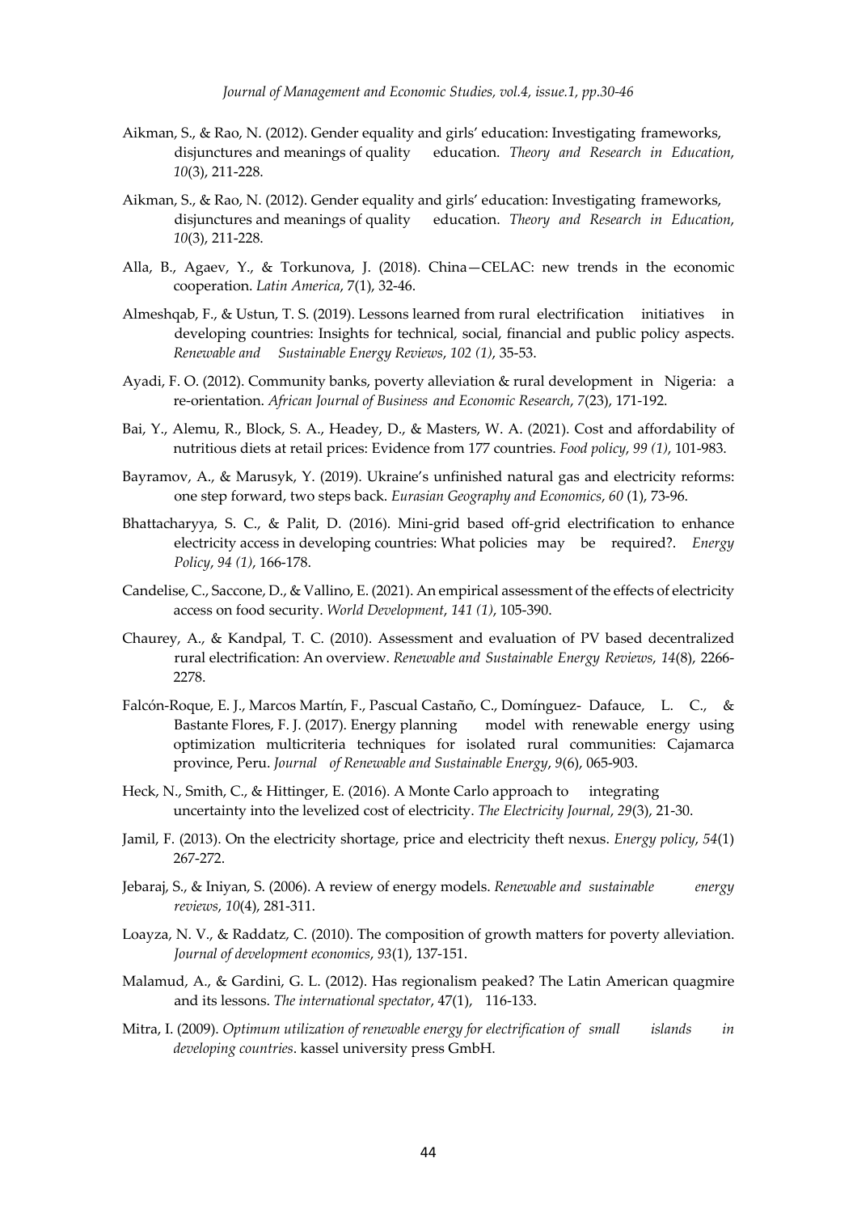Aikman, S., & Rao, N. (2012). Gender equality and girls' education: Investigating frameworks, disjunctures and meanings of quality education. *Theory and Research in Education*, *10*(3), 211-228.

Aikman, S., & Rao, N. (2012). Gender equality and girls' education: Investigating frameworks, disjunctures and meanings of quality education. *Theory and Research in Education*, *10*(3), 211-228.

Alla, B., Agaev, Y., & Torkunova, J. (2018). China—CELAC: new trends in the economic cooperation. *Latin America*, 7(1), 32-46.

Almeshqab, F., & Ustun, T. S. (2019). Lessons learned from rural electrification initiatives in developing countries: Insights for technical, social, financial and public policy aspects. *Renewable and Sustainable Energy Reviews*, *102 (1)*, 35-53.

Ayadi, F. O. (2012). Community banks, poverty alleviation & rural development in Nigeria: a re-orientation. *African Journal of Business and Economic Research*, *7*(23), 171-192.

Bai, Y., Alemu, R., Block, S. A., Headey, D., & Masters, W. A. (2021). Cost and affordability of nutritious diets at retail prices: Evidence from 177 countries. *Food policy*, *99 (1)*, 101-983.

Bayramov, A., & Marusyk, Y. (2019). Ukraine's unfinished natural gas and electricity reforms: one step forward, two steps back. *Eurasian Geography and Economics*, *60* (1), 73-96.

Bhattacharyya, S. C., & Palit, D. (2016). Mini-grid based off-grid electrification to enhance electricity access in developing countries: What policies may be required?. *Energy Policy*, *94 (1)*, 166-178.

Candelise, C., Saccone, D., & Vallino, E. (2021). An empirical assessment of the effects of electricity access on food security. *World Development*, *141 (1)*, 105-390.

Chaurey, A., & Kandpal, T. C. (2010). Assessment and evaluation of PV based decentralized rural electrification: An overview. *Renewable and Sustainable Energy Reviews*, *14*(8), 2266-2278.

Falcón-Roque, E. J., Marcos Martín, F., Pascual Castaño, C., Domínguez- Dafauce, L. C., & Bastante Flores, F. J. (2017). Energy planning model with renewable energy using optimization multicriteria techniques for isolated rural communities: Cajamarca province, Peru. *Journal of Renewable and Sustainable Energy*, *9*(6), 065-903.

Heck, N., Smith, C., & Hittinger, E. (2016). A Monte Carlo approach to integrating uncertainty into the levelized cost of electricity. *The Electricity Journal*, *29*(3), 21-30.

Jamil, F. (2013). On the electricity shortage, price and electricity theft nexus. *Energy policy*, *54*(1) 267-272.

Jebaraj, S., & Iniyan, S. (2006). A review of energy models. *Renewable and sustainable energy reviews*, *10*(4), 281-311.

Loayza, N. V., & Raddatz, C. (2010). The composition of growth matters for poverty alleviation. *Journal of development economics*, *93*(1), 137-151.

Malamud, A., & Gardini, G. L. (2012). Has regionalism peaked? The Latin American quagmire and its lessons. *The international spectator*, 47(1), 116-133.

Mitra, I. (2009). *Optimum utilization of renewable energy for electrification of small islands in developing countries*. kassel university press GmbH.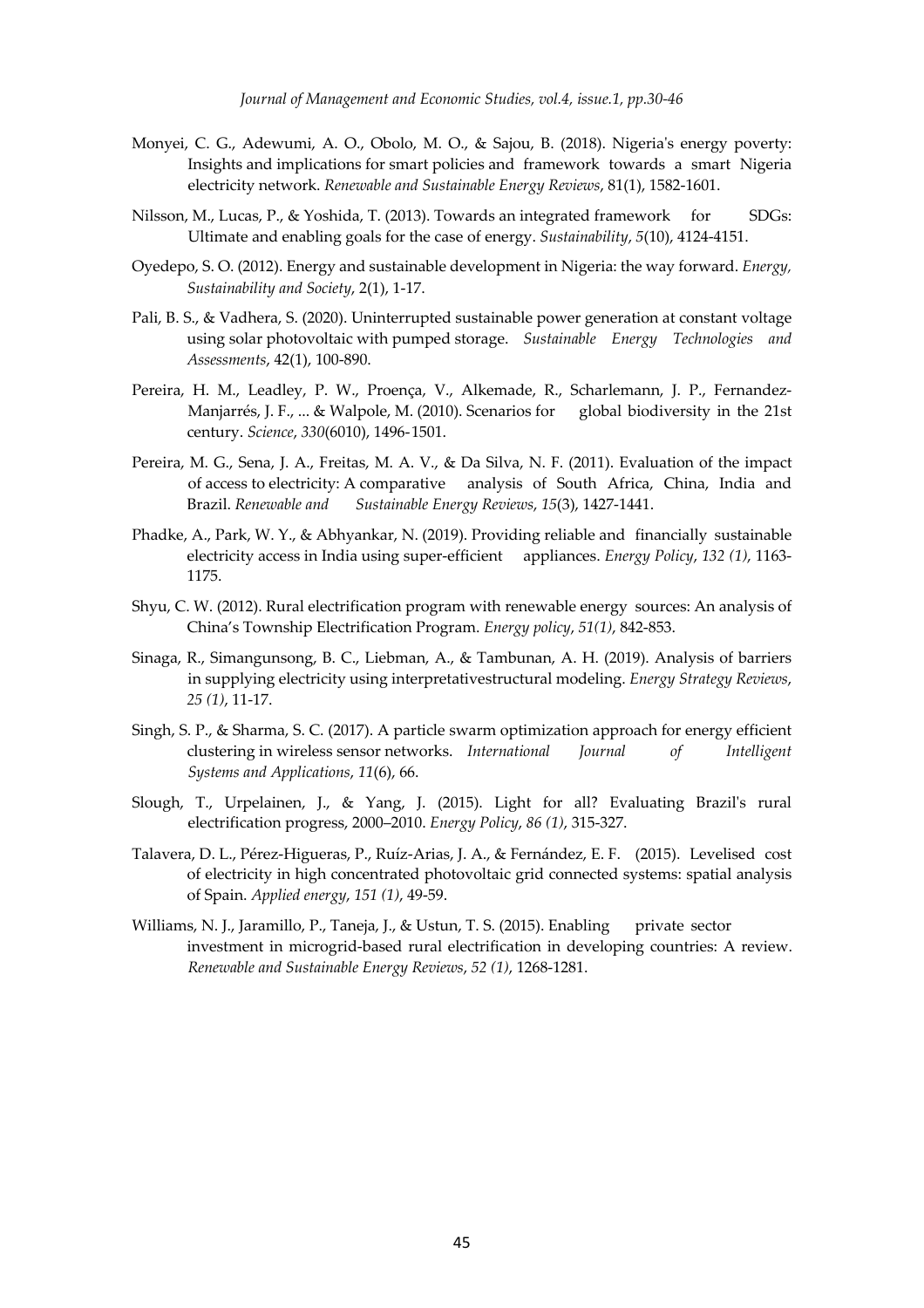Monyei, C. G., Adewumi, A. O., Obolo, M. O., & Sajou, B. (2018). Nigeria's energy poverty: Insights and implications for smart policies and framework towards a smart Nigeria electricity network. *Renewable and Sustainable Energy Reviews*, 81(1), 1582-1601.

Nilsson, M., Lucas, P., & Yoshida, T. (2013). Towards an integrated framework for SDGs: Ultimate and enabling goals for the case of energy. *Sustainability*, *5*(10), 4124-4151.

Oyedepo, S. O. (2012). Energy and sustainable development in Nigeria: the way forward. *Energy, Sustainability and Society*, 2(1), 1-17.

Pali, B. S., & Vadhera, S. (2020). Uninterrupted sustainable power generation at constant voltage using solar photovoltaic with pumped storage. *Sustainable Energy Technologies and Assessments*, 42(1), 100-890.

Pereira, H. M., Leadley, P. W., Proença, V., Alkemade, R., Scharlemann, J. P., Fernandez-Manjarrés, J. F., ... & Walpole, M. (2010). Scenarios for global biodiversity in the 21st century. *Science*, *330*(6010), 1496-1501.

Pereira, M. G., Sena, J. A., Freitas, M. A. V., & Da Silva, N. F. (2011). Evaluation of the impact of access to electricity: A comparative analysis of South Africa, China, India and Brazil. *Renewable and Sustainable Energy Reviews*, *15*(3), 1427-1441.

Phadke, A., Park, W. Y., & Abhyankar, N. (2019). Providing reliable and financially sustainable electricity access in India using super-efficient appliances. *Energy Policy*, *132 (1)*, 1163-1175.

Shyu, C. W. (2012). Rural electrification program with renewable energy sources: An analysis of China's Township Electrification Program. *Energy policy*, *51(1)*, 842-853.

Sinaga, R., Simangunsong, B. C., Liebman, A., & Tambunan, A. H. (2019). Analysis of barriers in supplying electricity using interpretativestructural modeling. *Energy Strategy Reviews*, *25 (1)*, 11-17.

Singh, S. P., & Sharma, S. C. (2017). A particle swarm optimization approach for energy efficient clustering in wireless sensor networks. *International Journal of Intelligent Systems and Applications*, *11*(6), 66.

Slough, T., Urpelainen, J., & Yang, J. (2015). Light for all? Evaluating Brazil's rural electrification progress, 2000–2010. *Energy Policy*, *86 (1)*, 315-327.

Talavera, D. L., Pérez-Higueras, P., Ruíz-Arias, J. A., & Fernández, E. F. (2015). Levelised cost of electricity in high concentrated photovoltaic grid connected systems: spatial analysis of Spain. *Applied energy*, *151 (1)*, 49-59.

Williams, N. J., Jaramillo, P., Taneja, J., & Ustun, T. S. (2015). Enabling private sector investment in microgrid-based rural electrification in developing countries: A review. *Renewable and Sustainable Energy Reviews*, *52 (1)*, 1268-1281.